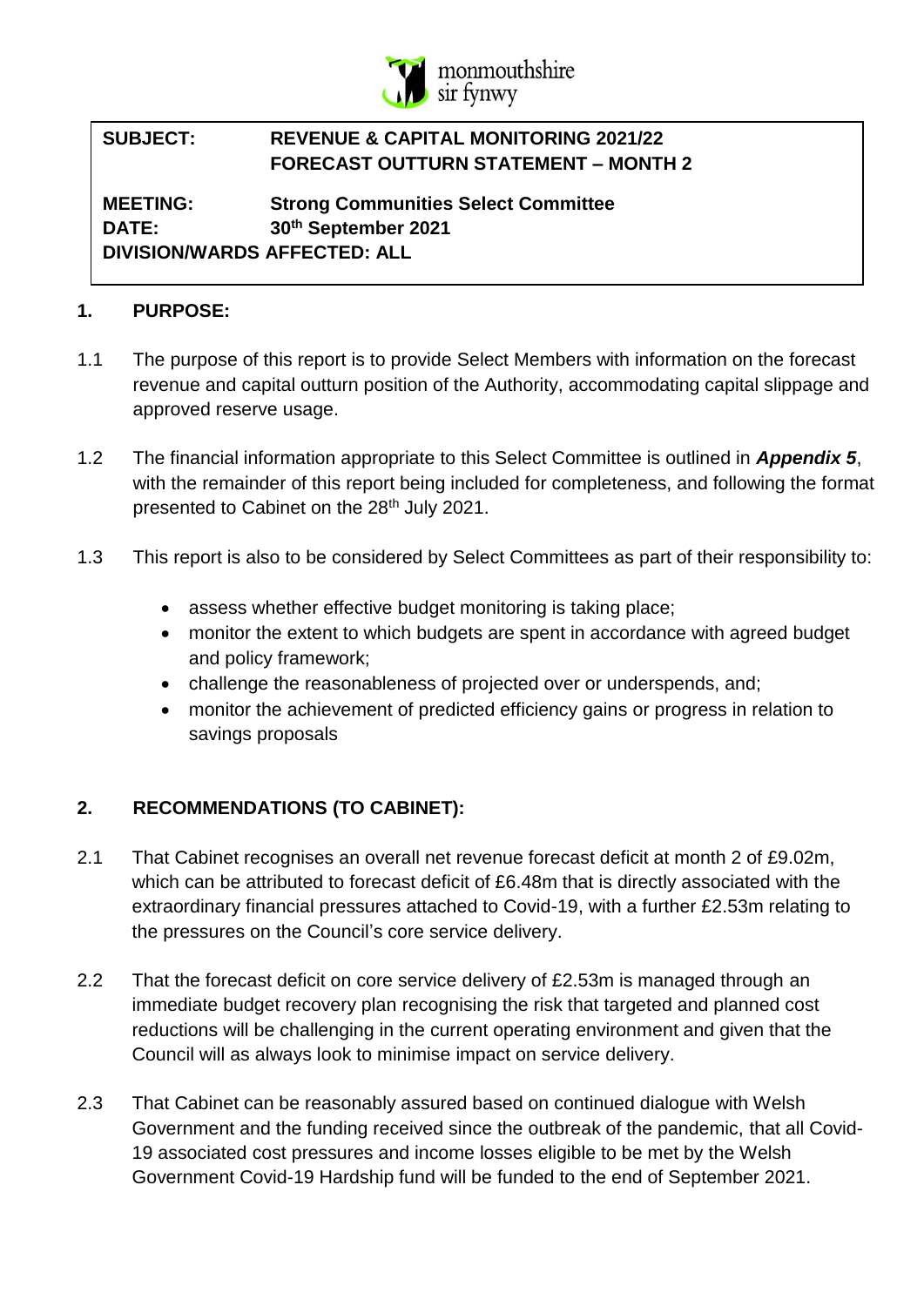monmouthshire
sir fynwy

**SUBJECT:** **REVENUE & CAPITAL MONITORING 2021/22**
**FORECAST OUTTURN STATEMENT – MONTH 2**

**MEETING:** **Strong Communities Select Committee**
**DATE:** **30th September 2021**
**DIVISION/WARDS AFFECTED: ALL**

## 1. PURPOSE:

1.1 The purpose of this report is to provide Select Members with information on the forecast revenue and capital outturn position of the Authority, accommodating capital slippage and approved reserve usage.

1.2 The financial information appropriate to this Select Committee is outlined in ***Appendix 5***, with the remainder of this report being included for completeness, and following the format presented to Cabinet on the 28th July 2021.

1.3 This report is also to be considered by Select Committees as part of their responsibility to:

- assess whether effective budget monitoring is taking place;
- monitor the extent to which budgets are spent in accordance with agreed budget and policy framework;
- challenge the reasonableness of projected over or underspends, and;
- monitor the achievement of predicted efficiency gains or progress in relation to savings proposals

## 2. RECOMMENDATIONS (TO CABINET):

2.1 That Cabinet recognises an overall net revenue forecast deficit at month 2 of £9.02m, which can be attributed to forecast deficit of £6.48m that is directly associated with the extraordinary financial pressures attached to Covid-19, with a further £2.53m relating to the pressures on the Council's core service delivery.

2.2 That the forecast deficit on core service delivery of £2.53m is managed through an immediate budget recovery plan recognising the risk that targeted and planned cost reductions will be challenging in the current operating environment and given that the Council will as always look to minimise impact on service delivery.

2.3 That Cabinet can be reasonably assured based on continued dialogue with Welsh Government and the funding received since the outbreak of the pandemic, that all Covid-19 associated cost pressures and income losses eligible to be met by the Welsh Government Covid-19 Hardship fund will be funded to the end of September 2021.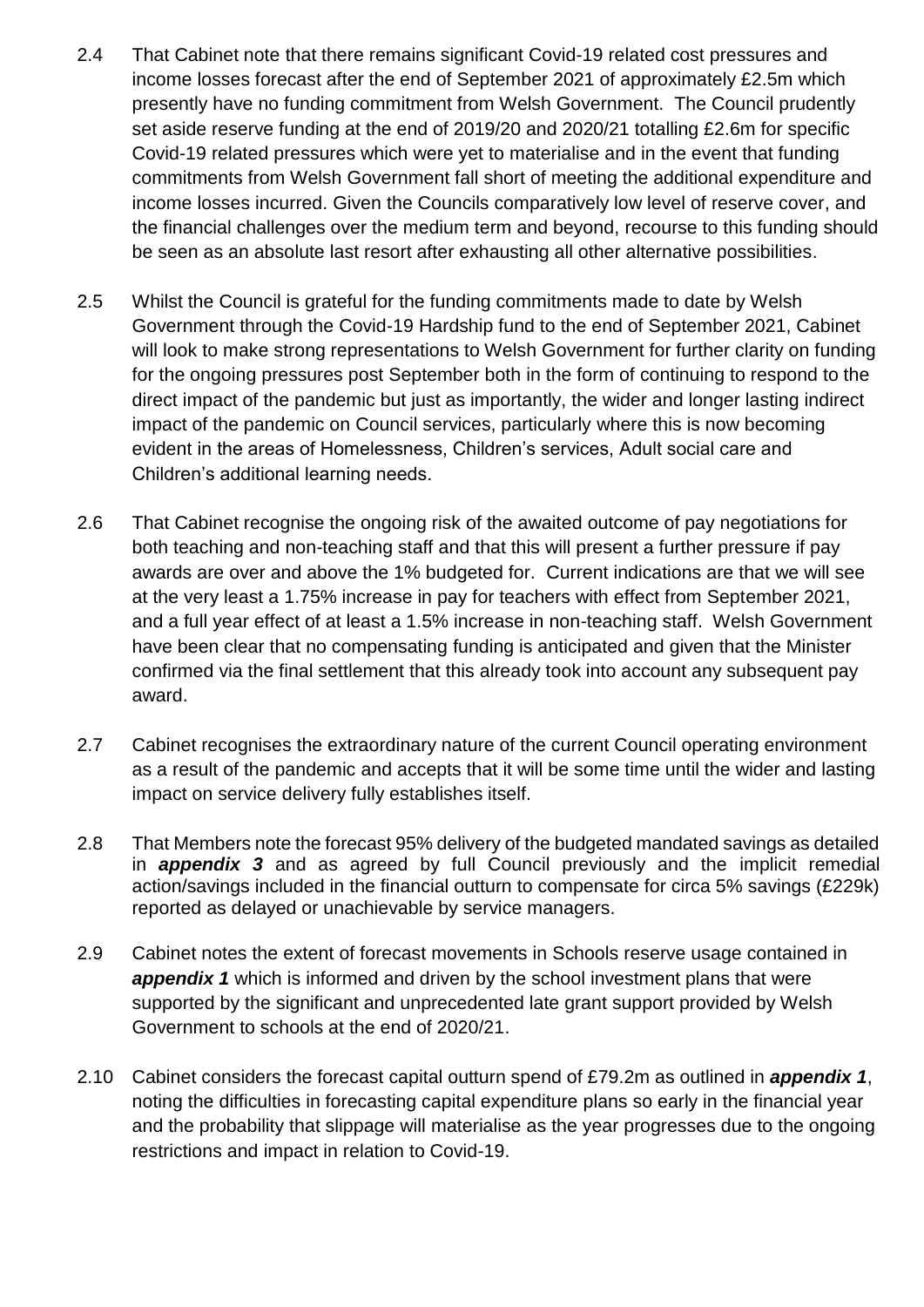2.4 That Cabinet note that there remains significant Covid-19 related cost pressures and income losses forecast after the end of September 2021 of approximately £2.5m which presently have no funding commitment from Welsh Government. The Council prudently set aside reserve funding at the end of 2019/20 and 2020/21 totalling £2.6m for specific Covid-19 related pressures which were yet to materialise and in the event that funding commitments from Welsh Government fall short of meeting the additional expenditure and income losses incurred. Given the Councils comparatively low level of reserve cover, and the financial challenges over the medium term and beyond, recourse to this funding should be seen as an absolute last resort after exhausting all other alternative possibilities.

2.5 Whilst the Council is grateful for the funding commitments made to date by Welsh Government through the Covid-19 Hardship fund to the end of September 2021, Cabinet will look to make strong representations to Welsh Government for further clarity on funding for the ongoing pressures post September both in the form of continuing to respond to the direct impact of the pandemic but just as importantly, the wider and longer lasting indirect impact of the pandemic on Council services, particularly where this is now becoming evident in the areas of Homelessness, Children's services, Adult social care and Children's additional learning needs.

2.6 That Cabinet recognise the ongoing risk of the awaited outcome of pay negotiations for both teaching and non-teaching staff and that this will present a further pressure if pay awards are over and above the 1% budgeted for. Current indications are that we will see at the very least a 1.75% increase in pay for teachers with effect from September 2021, and a full year effect of at least a 1.5% increase in non-teaching staff. Welsh Government have been clear that no compensating funding is anticipated and given that the Minister confirmed via the final settlement that this already took into account any subsequent pay award.

2.7 Cabinet recognises the extraordinary nature of the current Council operating environment as a result of the pandemic and accepts that it will be some time until the wider and lasting impact on service delivery fully establishes itself.

2.8 That Members note the forecast 95% delivery of the budgeted mandated savings as detailed in ***appendix 3*** and as agreed by full Council previously and the implicit remedial action/savings included in the financial outturn to compensate for circa 5% savings (£229k) reported as delayed or unachievable by service managers.

2.9 Cabinet notes the extent of forecast movements in Schools reserve usage contained in ***appendix 1*** which is informed and driven by the school investment plans that were supported by the significant and unprecedented late grant support provided by Welsh Government to schools at the end of 2020/21.

2.10 Cabinet considers the forecast capital outturn spend of £79.2m as outlined in ***appendix 1***, noting the difficulties in forecasting capital expenditure plans so early in the financial year and the probability that slippage will materialise as the year progresses due to the ongoing restrictions and impact in relation to Covid-19.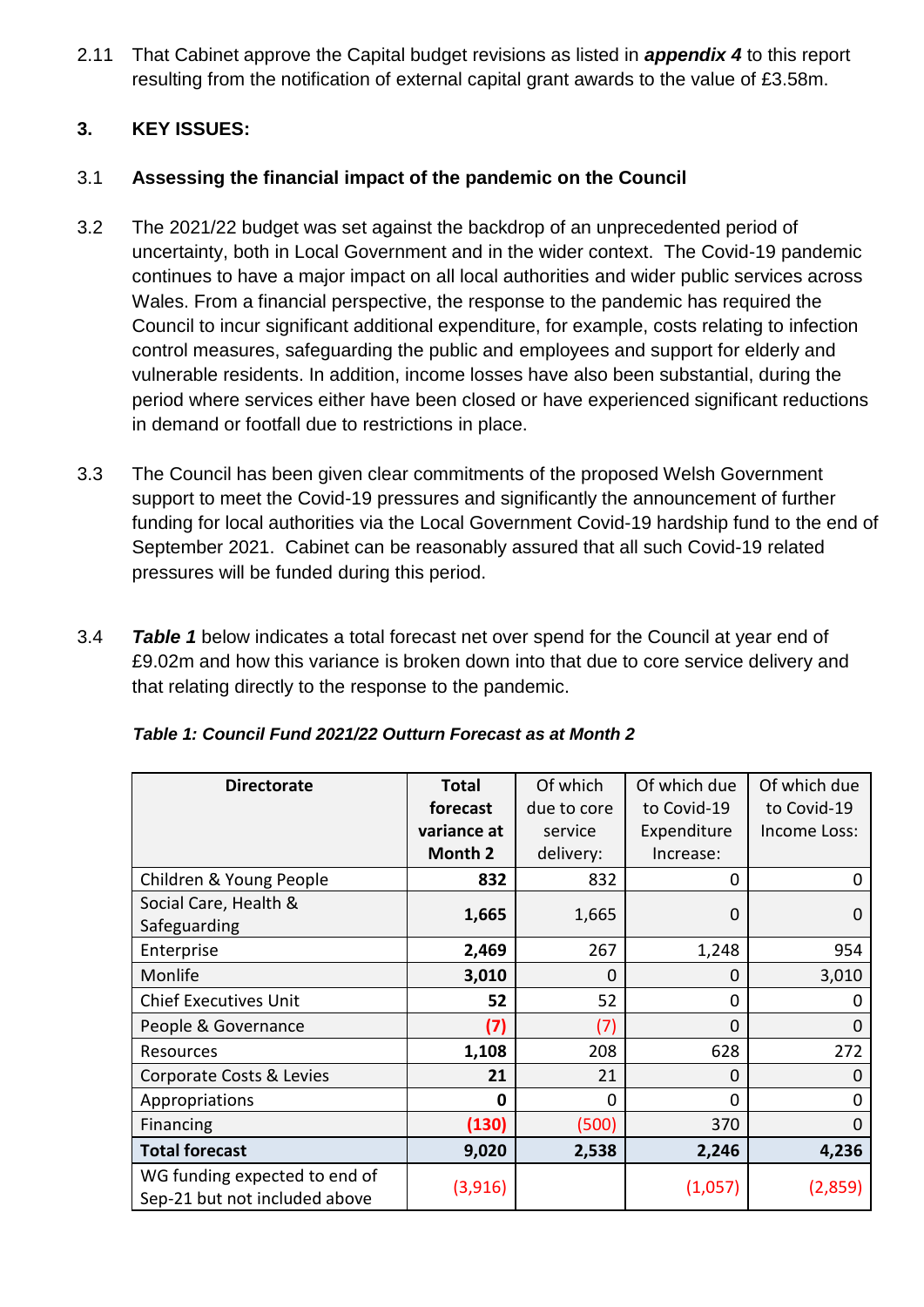2.11 That Cabinet approve the Capital budget revisions as listed in ***appendix 4*** to this report resulting from the notification of external capital grant awards to the value of £3.58m.

## 3. KEY ISSUES:

### 3.1 Assessing the financial impact of the pandemic on the Council

3.2 The 2021/22 budget was set against the backdrop of an unprecedented period of uncertainty, both in Local Government and in the wider context. The Covid-19 pandemic continues to have a major impact on all local authorities and wider public services across Wales. From a financial perspective, the response to the pandemic has required the Council to incur significant additional expenditure, for example, costs relating to infection control measures, safeguarding the public and employees and support for elderly and vulnerable residents. In addition, income losses have also been substantial, during the period where services either have been closed or have experienced significant reductions in demand or footfall due to restrictions in place.

3.3 The Council has been given clear commitments of the proposed Welsh Government support to meet the Covid-19 pressures and significantly the announcement of further funding for local authorities via the Local Government Covid-19 hardship fund to the end of September 2021. Cabinet can be reasonably assured that all such Covid-19 related pressures will be funded during this period.

3.4 ***Table 1*** below indicates a total forecast net over spend for the Council at year end of £9.02m and how this variance is broken down into that due to core service delivery and that relating directly to the response to the pandemic.

***Table 1: Council Fund 2021/22 Outturn Forecast as at Month 2***

| Directorate | Total forecast variance at Month 2 | Of which due to core service delivery: | Of which due to Covid-19 Expenditure Increase: | Of which due to Covid-19 Income Loss: |
|---|---|---|---|---|
| Children & Young People | **832** | 832 | 0 | 0 |
| Social Care, Health & Safeguarding | **1,665** | 1,665 | 0 | 0 |
| Enterprise | **2,469** | 267 | 1,248 | 954 |
| Monlife | **3,010** | 0 | 0 | 3,010 |
| Chief Executives Unit | **52** | 52 | 0 | 0 |
| People & Governance | **(7)** | (7) | 0 | 0 |
| Resources | **1,108** | 208 | 628 | 272 |
| Corporate Costs & Levies | **21** | 21 | 0 | 0 |
| Appropriations | **0** | 0 | 0 | 0 |
| Financing | **(130)** | (500) | 370 | 0 |
| **Total forecast** | **9,020** | **2,538** | **2,246** | **4,236** |
| WG funding expected to end of Sep-21 but not included above | (3,916) | | (1,057) | (2,859) |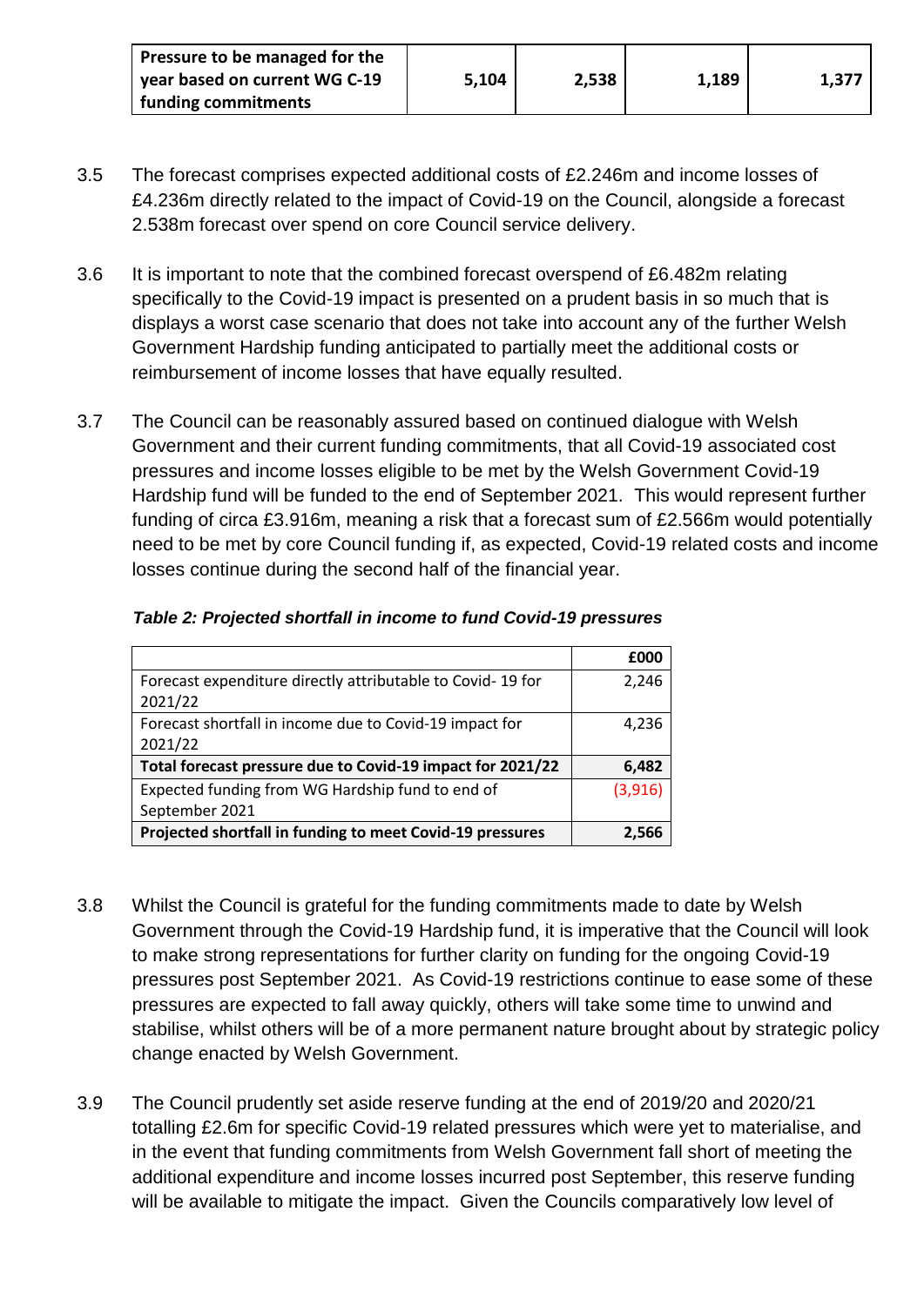| Pressure to be managed for the year based on current WG C-19 funding commitments | 5,104 | 2,538 | 1,189 | 1,377 |
|---|---|---|---|---|

3.5 The forecast comprises expected additional costs of £2.246m and income losses of £4.236m directly related to the impact of Covid-19 on the Council, alongside a forecast 2.538m forecast over spend on core Council service delivery.

3.6 It is important to note that the combined forecast overspend of £6.482m relating specifically to the Covid-19 impact is presented on a prudent basis in so much that is displays a worst case scenario that does not take into account any of the further Welsh Government Hardship funding anticipated to partially meet the additional costs or reimbursement of income losses that have equally resulted.

3.7 The Council can be reasonably assured based on continued dialogue with Welsh Government and their current funding commitments, that all Covid-19 associated cost pressures and income losses eligible to be met by the Welsh Government Covid-19 Hardship fund will be funded to the end of September 2021. This would represent further funding of circa £3.916m, meaning a risk that a forecast sum of £2.566m would potentially need to be met by core Council funding if, as expected, Covid-19 related costs and income losses continue during the second half of the financial year.

***Table 2: Projected shortfall in income to fund Covid-19 pressures***

| | £000 |
|---|---|
| Forecast expenditure directly attributable to Covid- 19 for 2021/22 | 2,246 |
| Forecast shortfall in income due to Covid-19 impact for 2021/22 | 4,236 |
| **Total forecast pressure due to Covid-19 impact for 2021/22** | **6,482** |
| Expected funding from WG Hardship fund to end of September 2021 | (3,916) |
| **Projected shortfall in funding to meet Covid-19 pressures** | **2,566** |

3.8 Whilst the Council is grateful for the funding commitments made to date by Welsh Government through the Covid-19 Hardship fund, it is imperative that the Council will look to make strong representations for further clarity on funding for the ongoing Covid-19 pressures post September 2021. As Covid-19 restrictions continue to ease some of these pressures are expected to fall away quickly, others will take some time to unwind and stabilise, whilst others will be of a more permanent nature brought about by strategic policy change enacted by Welsh Government.

3.9 The Council prudently set aside reserve funding at the end of 2019/20 and 2020/21 totalling £2.6m for specific Covid-19 related pressures which were yet to materialise, and in the event that funding commitments from Welsh Government fall short of meeting the additional expenditure and income losses incurred post September, this reserve funding will be available to mitigate the impact. Given the Councils comparatively low level of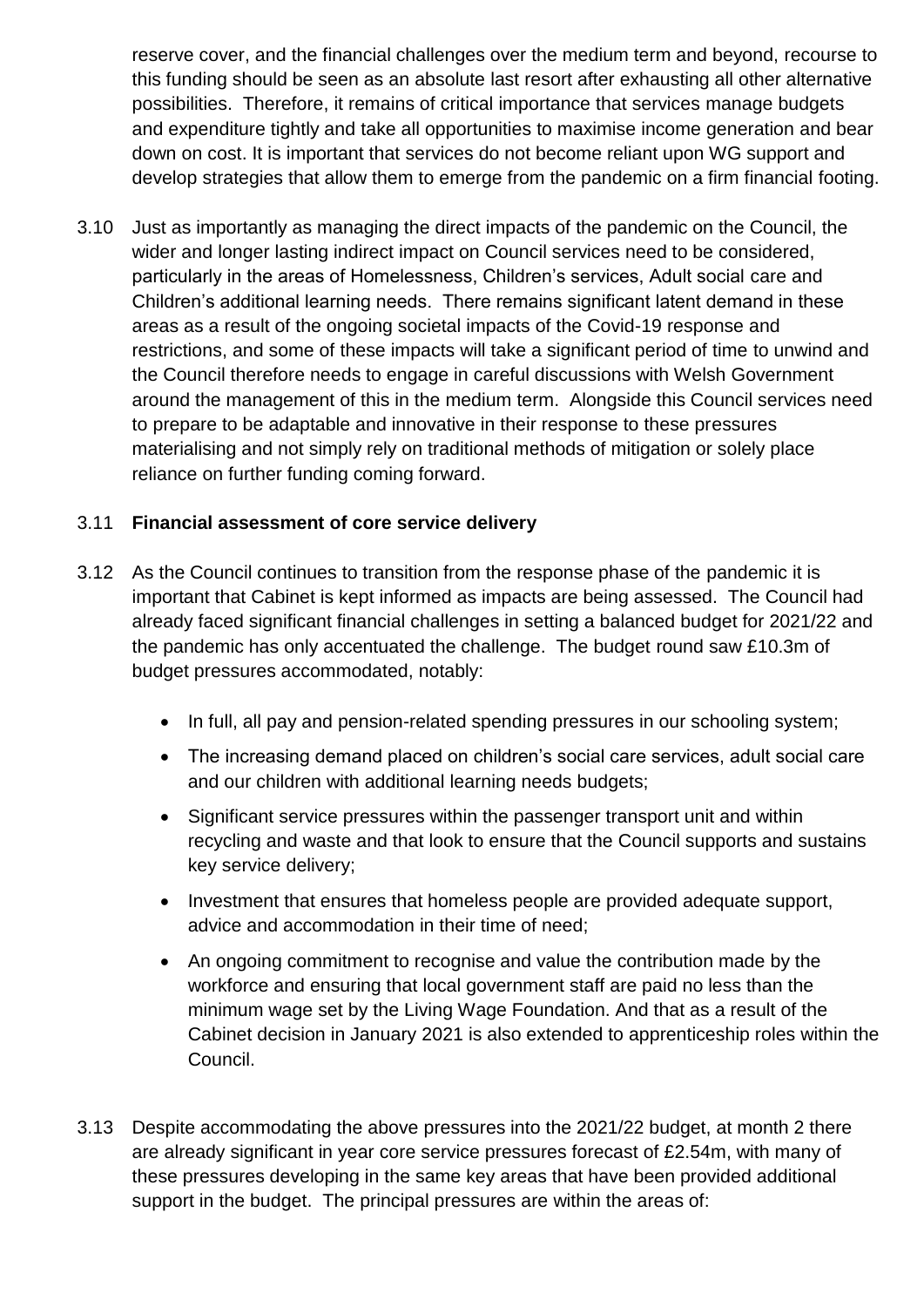reserve cover, and the financial challenges over the medium term and beyond, recourse to this funding should be seen as an absolute last resort after exhausting all other alternative possibilities. Therefore, it remains of critical importance that services manage budgets and expenditure tightly and take all opportunities to maximise income generation and bear down on cost. It is important that services do not become reliant upon WG support and develop strategies that allow them to emerge from the pandemic on a firm financial footing.

3.10 Just as importantly as managing the direct impacts of the pandemic on the Council, the wider and longer lasting indirect impact on Council services need to be considered, particularly in the areas of Homelessness, Children's services, Adult social care and Children's additional learning needs. There remains significant latent demand in these areas as a result of the ongoing societal impacts of the Covid-19 response and restrictions, and some of these impacts will take a significant period of time to unwind and the Council therefore needs to engage in careful discussions with Welsh Government around the management of this in the medium term. Alongside this Council services need to prepare to be adaptable and innovative in their response to these pressures materialising and not simply rely on traditional methods of mitigation or solely place reliance on further funding coming forward.

3.11 **Financial assessment of core service delivery**

3.12 As the Council continues to transition from the response phase of the pandemic it is important that Cabinet is kept informed as impacts are being assessed. The Council had already faced significant financial challenges in setting a balanced budget for 2021/22 and the pandemic has only accentuated the challenge. The budget round saw £10.3m of budget pressures accommodated, notably:

- In full, all pay and pension-related spending pressures in our schooling system;
- The increasing demand placed on children's social care services, adult social care and our children with additional learning needs budgets;
- Significant service pressures within the passenger transport unit and within recycling and waste and that look to ensure that the Council supports and sustains key service delivery;
- Investment that ensures that homeless people are provided adequate support, advice and accommodation in their time of need;
- An ongoing commitment to recognise and value the contribution made by the workforce and ensuring that local government staff are paid no less than the minimum wage set by the Living Wage Foundation. And that as a result of the Cabinet decision in January 2021 is also extended to apprenticeship roles within the Council.

3.13 Despite accommodating the above pressures into the 2021/22 budget, at month 2 there are already significant in year core service pressures forecast of £2.54m, with many of these pressures developing in the same key areas that have been provided additional support in the budget. The principal pressures are within the areas of: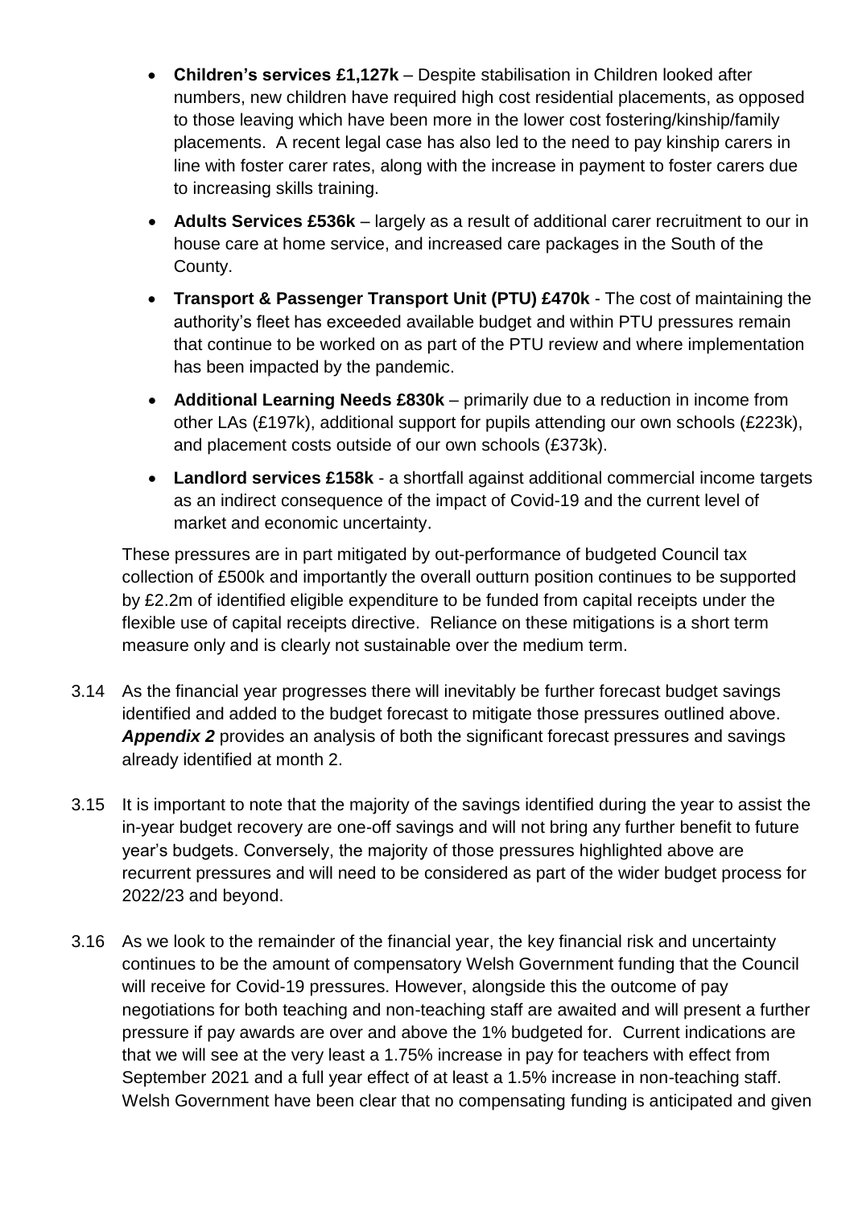- **Children's services £1,127k** – Despite stabilisation in Children looked after numbers, new children have required high cost residential placements, as opposed to those leaving which have been more in the lower cost fostering/kinship/family placements. A recent legal case has also led to the need to pay kinship carers in line with foster carer rates, along with the increase in payment to foster carers due to increasing skills training.
- **Adults Services £536k** – largely as a result of additional carer recruitment to our in house care at home service, and increased care packages in the South of the County.
- **Transport & Passenger Transport Unit (PTU) £470k** - The cost of maintaining the authority's fleet has exceeded available budget and within PTU pressures remain that continue to be worked on as part of the PTU review and where implementation has been impacted by the pandemic.
- **Additional Learning Needs £830k** – primarily due to a reduction in income from other LAs (£197k), additional support for pupils attending our own schools (£223k), and placement costs outside of our own schools (£373k).
- **Landlord services £158k** - a shortfall against additional commercial income targets as an indirect consequence of the impact of Covid-19 and the current level of market and economic uncertainty.

These pressures are in part mitigated by out-performance of budgeted Council tax collection of £500k and importantly the overall outturn position continues to be supported by £2.2m of identified eligible expenditure to be funded from capital receipts under the flexible use of capital receipts directive. Reliance on these mitigations is a short term measure only and is clearly not sustainable over the medium term.

3.14 As the financial year progresses there will inevitably be further forecast budget savings identified and added to the budget forecast to mitigate those pressures outlined above. ***Appendix 2*** provides an analysis of both the significant forecast pressures and savings already identified at month 2.

3.15 It is important to note that the majority of the savings identified during the year to assist the in-year budget recovery are one-off savings and will not bring any further benefit to future year's budgets. Conversely, the majority of those pressures highlighted above are recurrent pressures and will need to be considered as part of the wider budget process for 2022/23 and beyond.

3.16 As we look to the remainder of the financial year, the key financial risk and uncertainty continues to be the amount of compensatory Welsh Government funding that the Council will receive for Covid-19 pressures. However, alongside this the outcome of pay negotiations for both teaching and non-teaching staff are awaited and will present a further pressure if pay awards are over and above the 1% budgeted for. Current indications are that we will see at the very least a 1.75% increase in pay for teachers with effect from September 2021 and a full year effect of at least a 1.5% increase in non-teaching staff. Welsh Government have been clear that no compensating funding is anticipated and given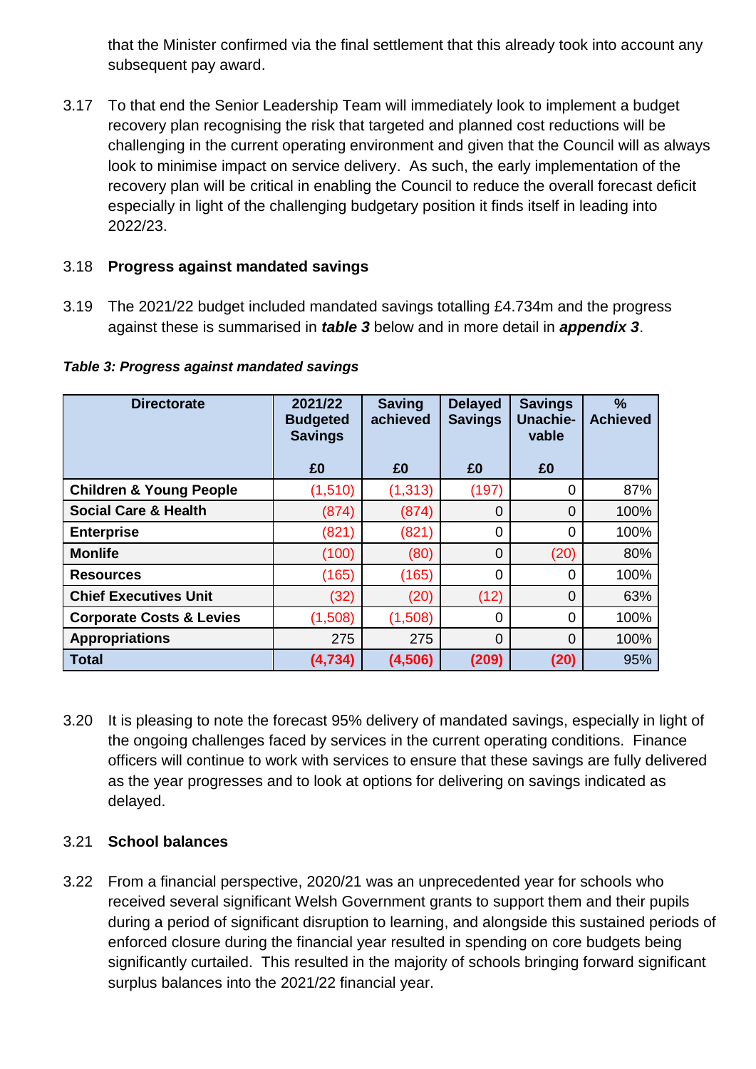that the Minister confirmed via the final settlement that this already took into account any subsequent pay award.

3.17 To that end the Senior Leadership Team will immediately look to implement a budget recovery plan recognising the risk that targeted and planned cost reductions will be challenging in the current operating environment and given that the Council will as always look to minimise impact on service delivery. As such, the early implementation of the recovery plan will be critical in enabling the Council to reduce the overall forecast deficit especially in light of the challenging budgetary position it finds itself in leading into 2022/23.

3.18 **Progress against mandated savings**

3.19 The 2021/22 budget included mandated savings totalling £4.734m and the progress against these is summarised in ***table 3*** below and in more detail in ***appendix 3***.

***Table 3: Progress against mandated savings***

| Directorate | 2021/22 Budgeted Savings £0 | Saving achieved £0 | Delayed Savings £0 | Savings Unachie-vable £0 | % Achieved |
|---|---|---|---|---|---|
| **Children & Young People** | (1,510) | (1,313) | (197) | 0 | 87% |
| **Social Care & Health** | (874) | (874) | 0 | 0 | 100% |
| **Enterprise** | (821) | (821) | 0 | 0 | 100% |
| **Monlife** | (100) | (80) | 0 | (20) | 80% |
| **Resources** | (165) | (165) | 0 | 0 | 100% |
| **Chief Executives Unit** | (32) | (20) | (12) | 0 | 63% |
| **Corporate Costs & Levies** | (1,508) | (1,508) | 0 | 0 | 100% |
| **Appropriations** | 275 | 275 | 0 | 0 | 100% |
| **Total** | **(4,734)** | **(4,506)** | **(209)** | **(20)** | 95% |

3.20 It is pleasing to note the forecast 95% delivery of mandated savings, especially in light of the ongoing challenges faced by services in the current operating conditions. Finance officers will continue to work with services to ensure that these savings are fully delivered as the year progresses and to look at options for delivering on savings indicated as delayed.

3.21 **School balances**

3.22 From a financial perspective, 2020/21 was an unprecedented year for schools who received several significant Welsh Government grants to support them and their pupils during a period of significant disruption to learning, and alongside this sustained periods of enforced closure during the financial year resulted in spending on core budgets being significantly curtailed. This resulted in the majority of schools bringing forward significant surplus balances into the 2021/22 financial year.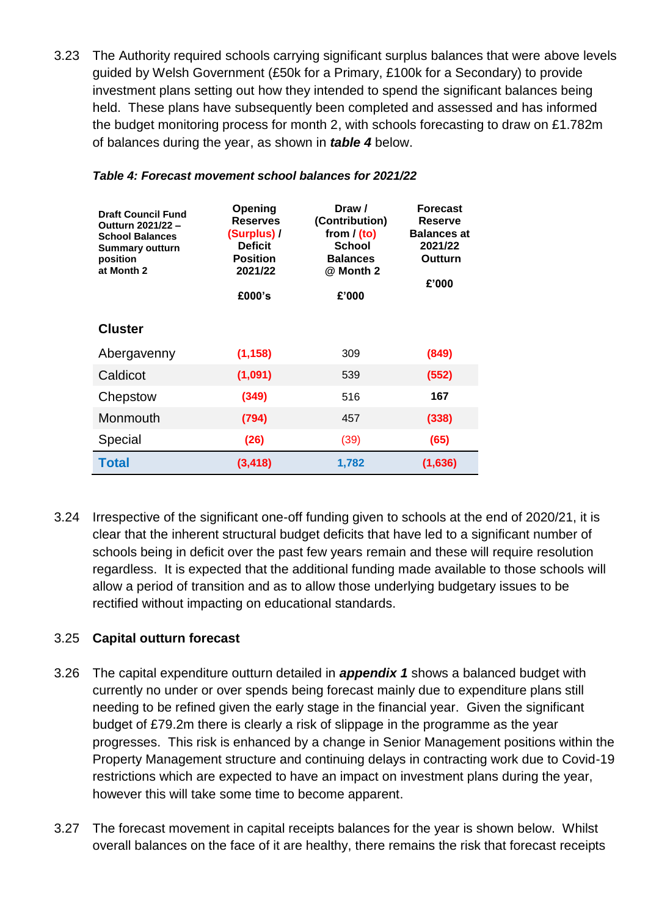3.23 The Authority required schools carrying significant surplus balances that were above levels guided by Welsh Government (£50k for a Primary, £100k for a Secondary) to provide investment plans setting out how they intended to spend the significant balances being held. These plans have subsequently been completed and assessed and has informed the budget monitoring process for month 2, with schools forecasting to draw on £1.782m of balances during the year, as shown in ***table 4*** below.

***Table 4: Forecast movement school balances for 2021/22***

| Draft Council Fund Outturn 2021/22 – School Balances Summary outturn position at Month 2 | Opening Reserves (Surplus) / Deficit Position 2021/22 £000's | Draw / (Contribution) from / (to) School Balances @ Month 2 £'000 | Forecast Reserve Balances at 2021/22 Outturn £'000 |
|---|---|---|---|
| **Cluster** | | | |
| Abergavenny | (1,158) | 309 | (849) |
| Caldicot | (1,091) | 539 | (552) |
| Chepstow | (349) | 516 | 167 |
| Monmouth | (794) | 457 | (338) |
| Special | (26) | (39) | (65) |
| **Total** | **(3,418)** | **1,782** | **(1,636)** |

3.24 Irrespective of the significant one-off funding given to schools at the end of 2020/21, it is clear that the inherent structural budget deficits that have led to a significant number of schools being in deficit over the past few years remain and these will require resolution regardless. It is expected that the additional funding made available to those schools will allow a period of transition and as to allow those underlying budgetary issues to be rectified without impacting on educational standards.

3.25 **Capital outturn forecast**

3.26 The capital expenditure outturn detailed in ***appendix 1*** shows a balanced budget with currently no under or over spends being forecast mainly due to expenditure plans still needing to be refined given the early stage in the financial year. Given the significant budget of £79.2m there is clearly a risk of slippage in the programme as the year progresses. This risk is enhanced by a change in Senior Management positions within the Property Management structure and continuing delays in contracting work due to Covid-19 restrictions which are expected to have an impact on investment plans during the year, however this will take some time to become apparent.

3.27 The forecast movement in capital receipts balances for the year is shown below. Whilst overall balances on the face of it are healthy, there remains the risk that forecast receipts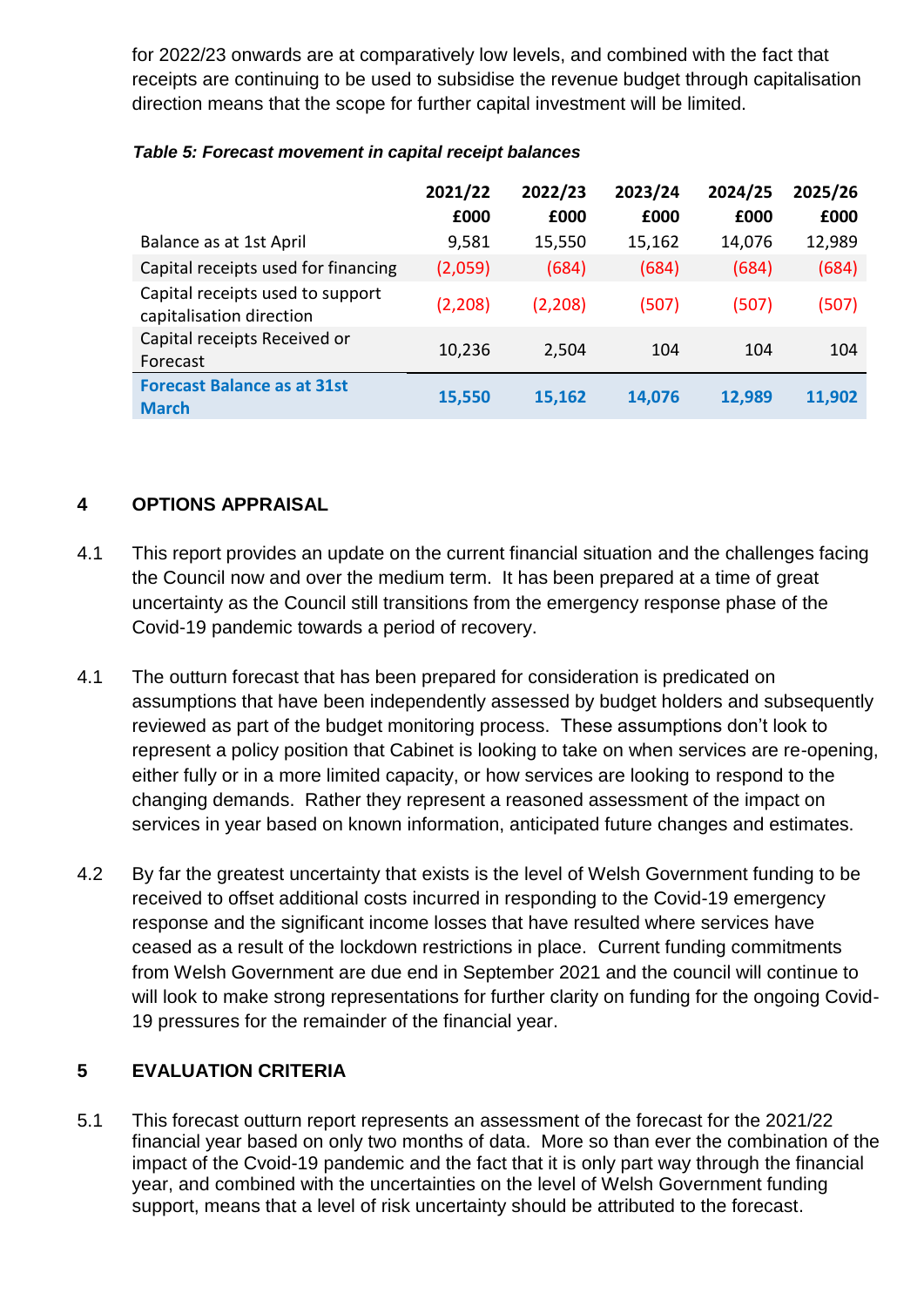for 2022/23 onwards are at comparatively low levels, and combined with the fact that receipts are continuing to be used to subsidise the revenue budget through capitalisation direction means that the scope for further capital investment will be limited.

***Table 5: Forecast movement in capital receipt balances***

| | 2021/22 £000 | 2022/23 £000 | 2023/24 £000 | 2024/25 £000 | 2025/26 £000 |
|---|---|---|---|---|---|
| Balance as at 1st April | 9,581 | 15,550 | 15,162 | 14,076 | 12,989 |
| Capital receipts used for financing | (2,059) | (684) | (684) | (684) | (684) |
| Capital receipts used to support capitalisation direction | (2,208) | (2,208) | (507) | (507) | (507) |
| Capital receipts Received or Forecast | 10,236 | 2,504 | 104 | 104 | 104 |
| **Forecast Balance as at 31st March** | **15,550** | **15,162** | **14,076** | **12,989** | **11,902** |

## 4 OPTIONS APPRAISAL

4.1 This report provides an update on the current financial situation and the challenges facing the Council now and over the medium term. It has been prepared at a time of great uncertainty as the Council still transitions from the emergency response phase of the Covid-19 pandemic towards a period of recovery.

4.1 The outturn forecast that has been prepared for consideration is predicated on assumptions that have been independently assessed by budget holders and subsequently reviewed as part of the budget monitoring process. These assumptions don't look to represent a policy position that Cabinet is looking to take on when services are re-opening, either fully or in a more limited capacity, or how services are looking to respond to the changing demands. Rather they represent a reasoned assessment of the impact on services in year based on known information, anticipated future changes and estimates.

4.2 By far the greatest uncertainty that exists is the level of Welsh Government funding to be received to offset additional costs incurred in responding to the Covid-19 emergency response and the significant income losses that have resulted where services have ceased as a result of the lockdown restrictions in place. Current funding commitments from Welsh Government are due end in September 2021 and the council will continue to will look to make strong representations for further clarity on funding for the ongoing Covid-19 pressures for the remainder of the financial year.

## 5 EVALUATION CRITERIA

5.1 This forecast outturn report represents an assessment of the forecast for the 2021/22 financial year based on only two months of data. More so than ever the combination of the impact of the Cvoid-19 pandemic and the fact that it is only part way through the financial year, and combined with the uncertainties on the level of Welsh Government funding support, means that a level of risk uncertainty should be attributed to the forecast.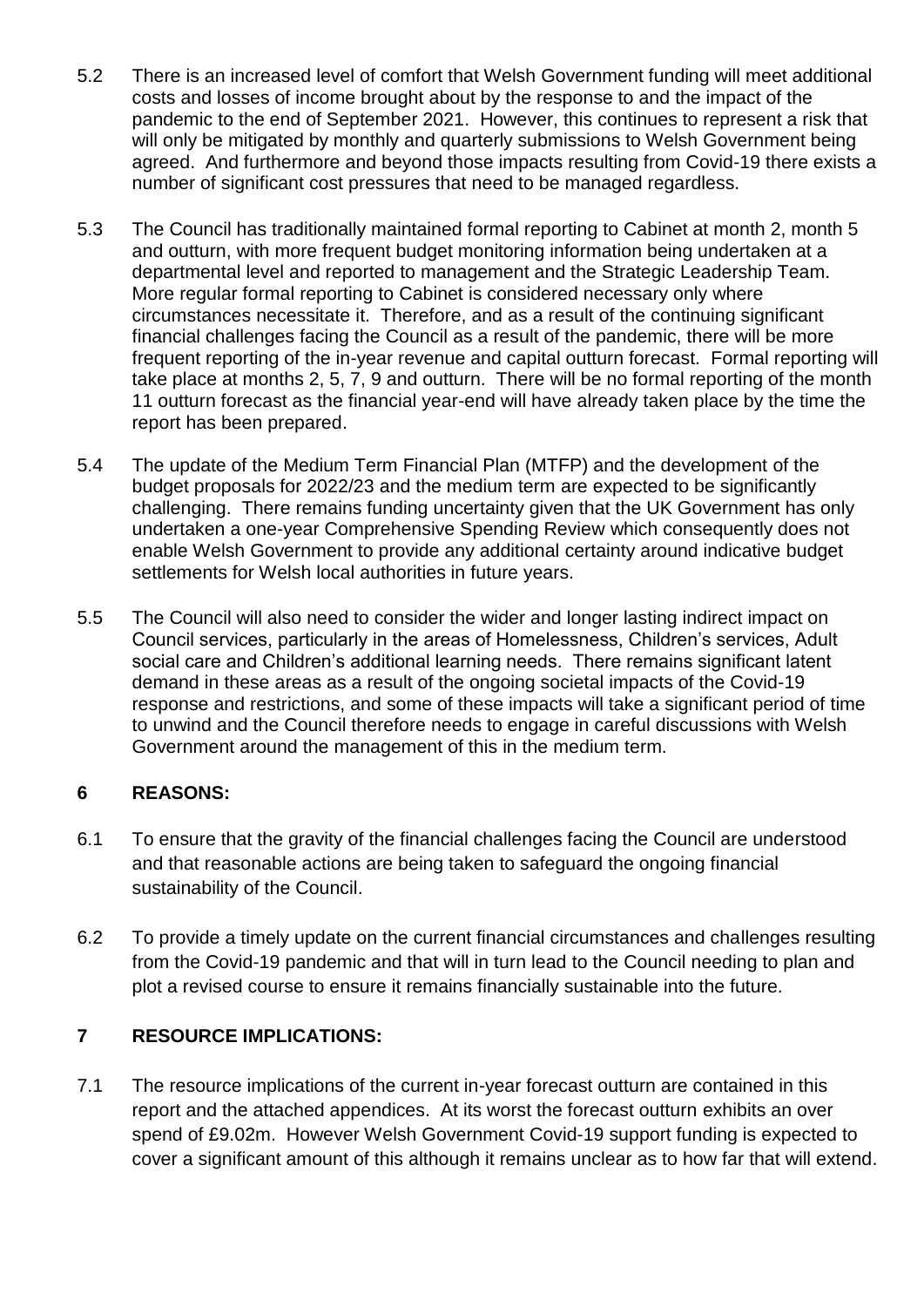5.2 There is an increased level of comfort that Welsh Government funding will meet additional costs and losses of income brought about by the response to and the impact of the pandemic to the end of September 2021. However, this continues to represent a risk that will only be mitigated by monthly and quarterly submissions to Welsh Government being agreed. And furthermore and beyond those impacts resulting from Covid-19 there exists a number of significant cost pressures that need to be managed regardless.

5.3 The Council has traditionally maintained formal reporting to Cabinet at month 2, month 5 and outturn, with more frequent budget monitoring information being undertaken at a departmental level and reported to management and the Strategic Leadership Team. More regular formal reporting to Cabinet is considered necessary only where circumstances necessitate it. Therefore, and as a result of the continuing significant financial challenges facing the Council as a result of the pandemic, there will be more frequent reporting of the in-year revenue and capital outturn forecast. Formal reporting will take place at months 2, 5, 7, 9 and outturn. There will be no formal reporting of the month 11 outturn forecast as the financial year-end will have already taken place by the time the report has been prepared.

5.4 The update of the Medium Term Financial Plan (MTFP) and the development of the budget proposals for 2022/23 and the medium term are expected to be significantly challenging. There remains funding uncertainty given that the UK Government has only undertaken a one-year Comprehensive Spending Review which consequently does not enable Welsh Government to provide any additional certainty around indicative budget settlements for Welsh local authorities in future years.

5.5 The Council will also need to consider the wider and longer lasting indirect impact on Council services, particularly in the areas of Homelessness, Children's services, Adult social care and Children's additional learning needs. There remains significant latent demand in these areas as a result of the ongoing societal impacts of the Covid-19 response and restrictions, and some of these impacts will take a significant period of time to unwind and the Council therefore needs to engage in careful discussions with Welsh Government around the management of this in the medium term.

## 6 REASONS:

6.1 To ensure that the gravity of the financial challenges facing the Council are understood and that reasonable actions are being taken to safeguard the ongoing financial sustainability of the Council.

6.2 To provide a timely update on the current financial circumstances and challenges resulting from the Covid-19 pandemic and that will in turn lead to the Council needing to plan and plot a revised course to ensure it remains financially sustainable into the future.

## 7 RESOURCE IMPLICATIONS:

7.1 The resource implications of the current in-year forecast outturn are contained in this report and the attached appendices. At its worst the forecast outturn exhibits an over spend of £9.02m. However Welsh Government Covid-19 support funding is expected to cover a significant amount of this although it remains unclear as to how far that will extend.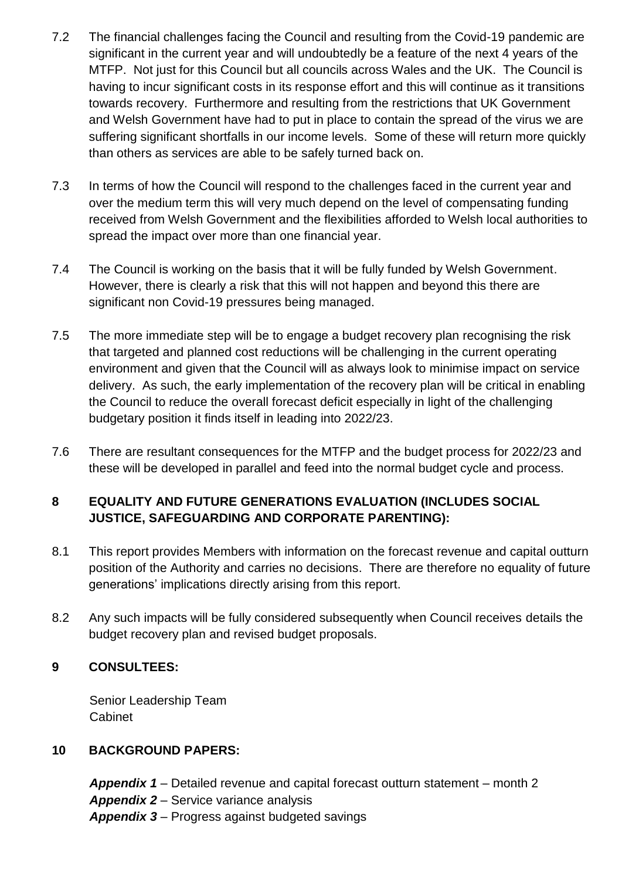7.2 The financial challenges facing the Council and resulting from the Covid-19 pandemic are significant in the current year and will undoubtedly be a feature of the next 4 years of the MTFP. Not just for this Council but all councils across Wales and the UK. The Council is having to incur significant costs in its response effort and this will continue as it transitions towards recovery. Furthermore and resulting from the restrictions that UK Government and Welsh Government have had to put in place to contain the spread of the virus we are suffering significant shortfalls in our income levels. Some of these will return more quickly than others as services are able to be safely turned back on.

7.3 In terms of how the Council will respond to the challenges faced in the current year and over the medium term this will very much depend on the level of compensating funding received from Welsh Government and the flexibilities afforded to Welsh local authorities to spread the impact over more than one financial year.

7.4 The Council is working on the basis that it will be fully funded by Welsh Government. However, there is clearly a risk that this will not happen and beyond this there are significant non Covid-19 pressures being managed.

7.5 The more immediate step will be to engage a budget recovery plan recognising the risk that targeted and planned cost reductions will be challenging in the current operating environment and given that the Council will as always look to minimise impact on service delivery. As such, the early implementation of the recovery plan will be critical in enabling the Council to reduce the overall forecast deficit especially in light of the challenging budgetary position it finds itself in leading into 2022/23.

7.6 There are resultant consequences for the MTFP and the budget process for 2022/23 and these will be developed in parallel and feed into the normal budget cycle and process.

## 8 EQUALITY AND FUTURE GENERATIONS EVALUATION (INCLUDES SOCIAL JUSTICE, SAFEGUARDING AND CORPORATE PARENTING):

8.1 This report provides Members with information on the forecast revenue and capital outturn position of the Authority and carries no decisions. There are therefore no equality of future generations' implications directly arising from this report.

8.2 Any such impacts will be fully considered subsequently when Council receives details the budget recovery plan and revised budget proposals.

## 9 CONSULTEES:

Senior Leadership Team
Cabinet

## 10 BACKGROUND PAPERS:

***Appendix 1*** – Detailed revenue and capital forecast outturn statement – month 2
***Appendix 2*** – Service variance analysis
***Appendix 3*** – Progress against budgeted savings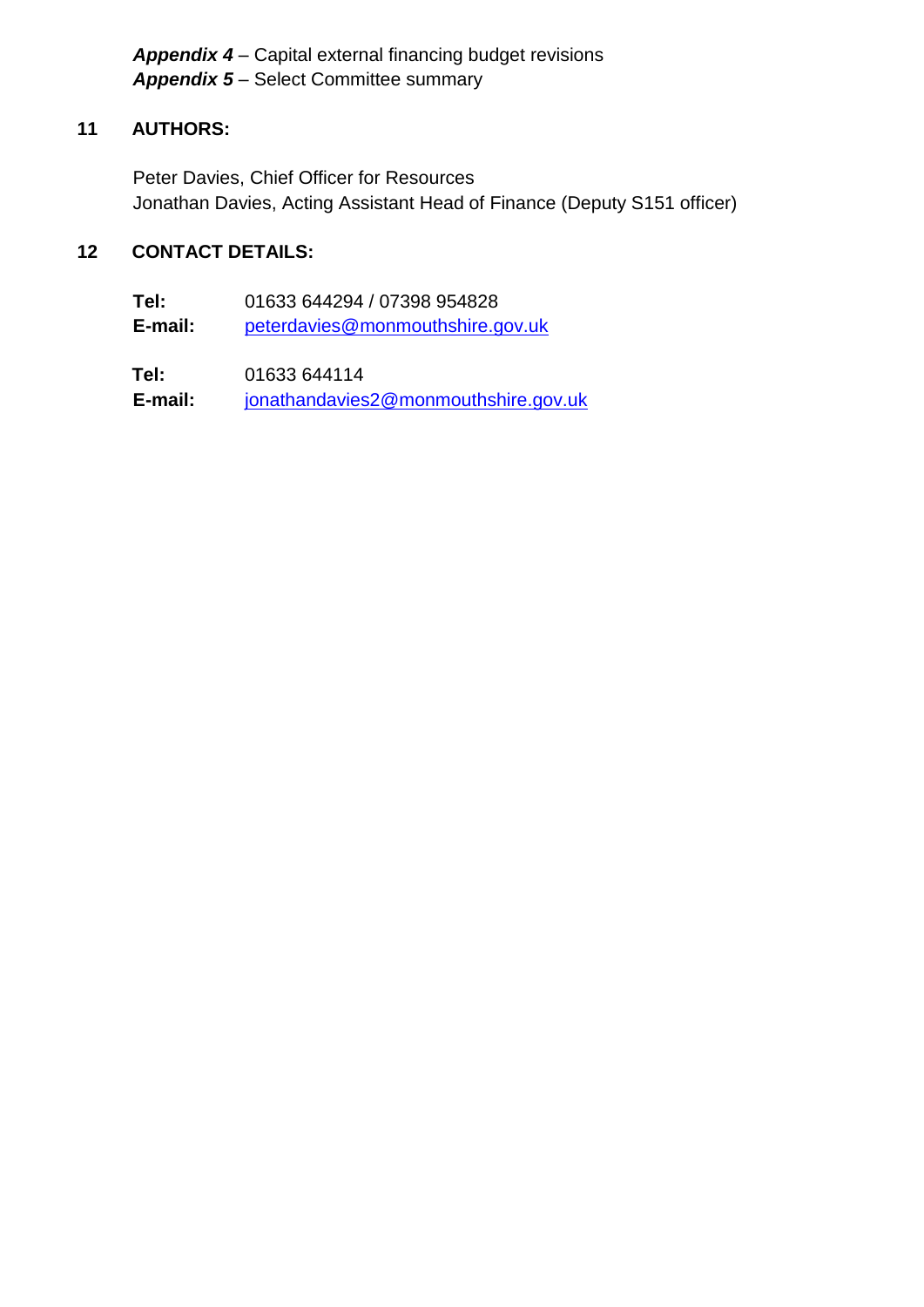***Appendix 4*** – Capital external financing budget revisions
***Appendix 5*** – Select Committee summary

## 11 AUTHORS:

Peter Davies, Chief Officer for Resources
Jonathan Davies, Acting Assistant Head of Finance (Deputy S151 officer)

## 12 CONTACT DETAILS:

**Tel:** 01633 644294 / 07398 954828
**E-mail:** peterdavies@monmouthshire.gov.uk

**Tel:** 01633 644114
**E-mail:** jonathandavies2@monmouthshire.gov.uk